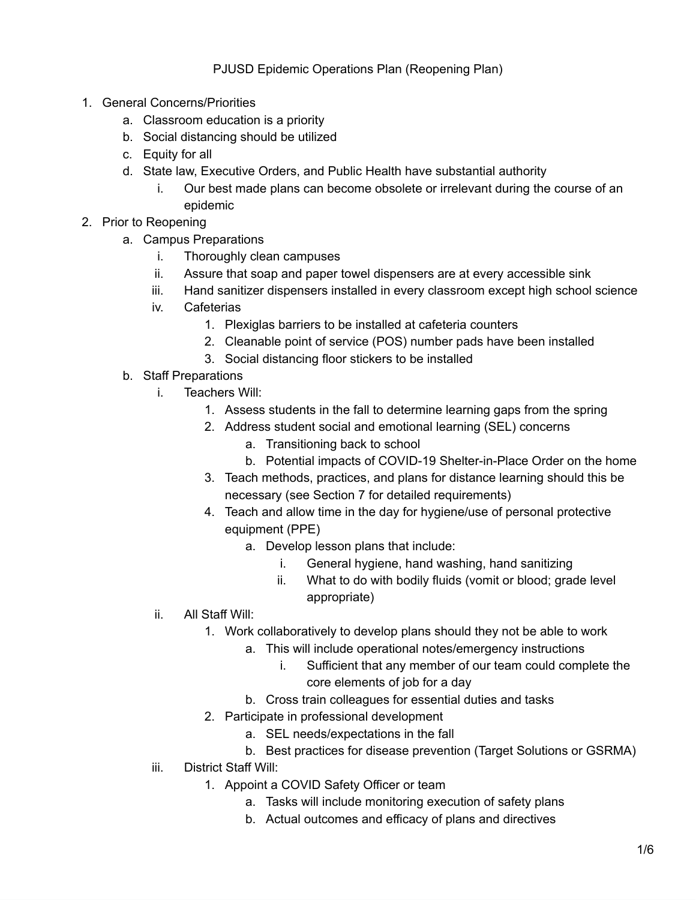# PJUSD Epidemic Operations Plan (Reopening Plan)

1. General Concerns/Priorities
    a. Classroom education is a priority
    b. Social distancing should be utilized
    c. Equity for all
    d. State law, Executive Orders, and Public Health have substantial authority
        i. Our best made plans can become obsolete or irrelevant during the course of an epidemic
2. Prior to Reopening
    a. Campus Preparations
        i. Thoroughly clean campuses
        ii. Assure that soap and paper towel dispensers are at every accessible sink
        iii. Hand sanitizer dispensers installed in every classroom except high school science
        iv. Cafeterias
            1. Plexiglas barriers to be installed at cafeteria counters
            2. Cleanable point of service (POS) number pads have been installed
            3. Social distancing floor stickers to be installed
    b. Staff Preparations
        i. Teachers Will:
            1. Assess students in the fall to determine learning gaps from the spring
            2. Address student social and emotional learning (SEL) concerns
                a. Transitioning back to school
                b. Potential impacts of COVID-19 Shelter-in-Place Order on the home
            3. Teach methods, practices, and plans for distance learning should this be necessary (see Section 7 for detailed requirements)
            4. Teach and allow time in the day for hygiene/use of personal protective equipment (PPE)
                a. Develop lesson plans that include:
                    i. General hygiene, hand washing, hand sanitizing
                    ii. What to do with bodily fluids (vomit or blood; grade level appropriate)
        ii. All Staff Will:
            1. Work collaboratively to develop plans should they not be able to work
                a. This will include operational notes/emergency instructions
                    i. Sufficient that any member of our team could complete the core elements of job for a day
                b. Cross train colleagues for essential duties and tasks
            2. Participate in professional development
                a. SEL needs/expectations in the fall
                b. Best practices for disease prevention (Target Solutions or GSRMA)
        iii. District Staff Will:
            1. Appoint a COVID Safety Officer or team
                a. Tasks will include monitoring execution of safety plans
                b. Actual outcomes and efficacy of plans and directives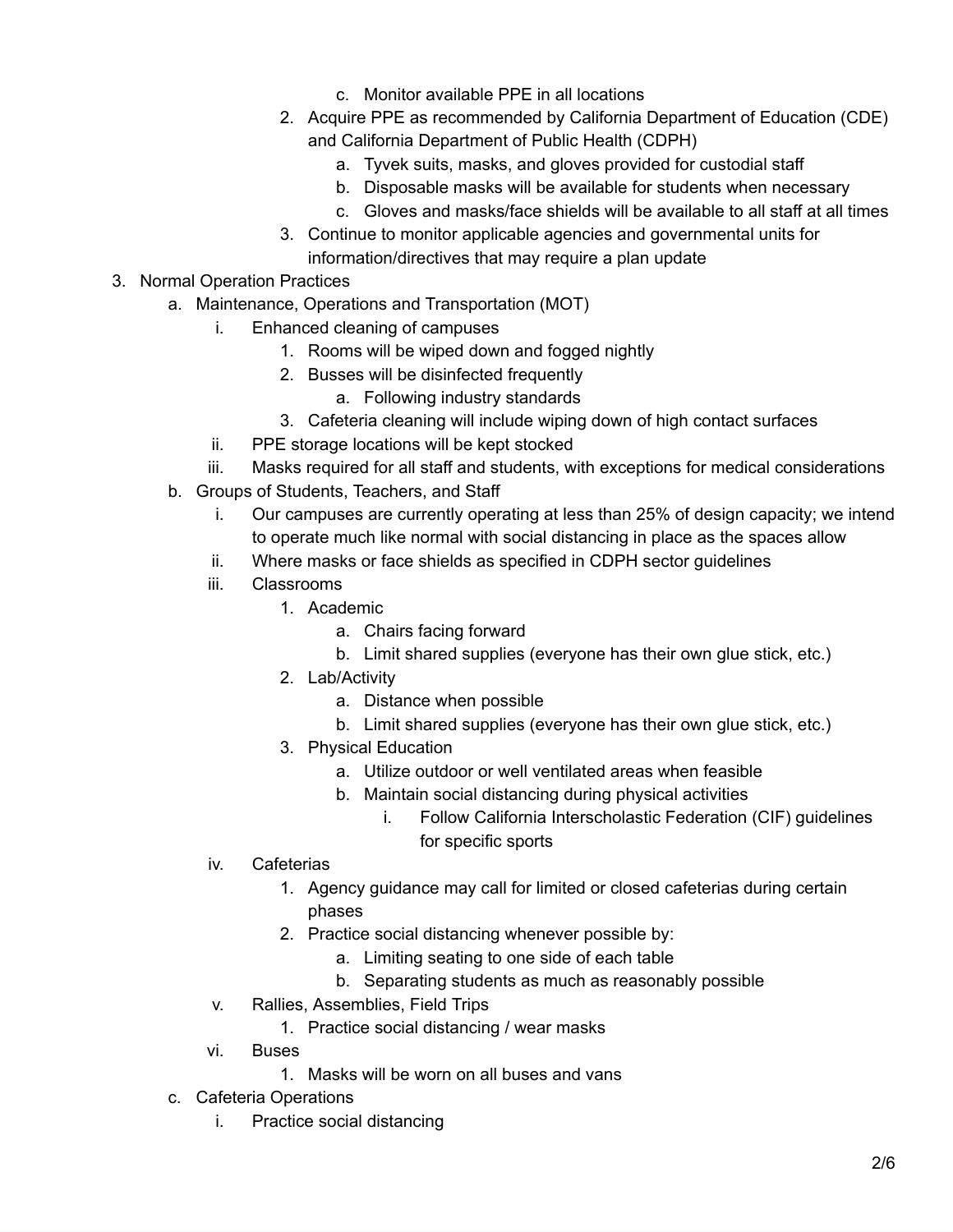c. Monitor available PPE in all locations
        2. Acquire PPE as recommended by California Department of Education (CDE) and California Department of Public Health (CDPH)
            a. Tyvek suits, masks, and gloves provided for custodial staff
            b. Disposable masks will be available for students when necessary
            c. Gloves and masks/face shields will be available to all staff at all times
        3. Continue to monitor applicable agencies and governmental units for information/directives that may require a plan update

3. Normal Operation Practices
    a. Maintenance, Operations and Transportation (MOT)
        i. Enhanced cleaning of campuses
            1. Rooms will be wiped down and fogged nightly
            2. Busses will be disinfected frequently
                a. Following industry standards
            3. Cafeteria cleaning will include wiping down of high contact surfaces
        ii. PPE storage locations will be kept stocked
        iii. Masks required for all staff and students, with exceptions for medical considerations
    b. Groups of Students, Teachers, and Staff
        i. Our campuses are currently operating at less than 25% of design capacity; we intend to operate much like normal with social distancing in place as the spaces allow
        ii. Where masks or face shields as specified in CDPH sector guidelines
        iii. Classrooms
            1. Academic
                a. Chairs facing forward
                b. Limit shared supplies (everyone has their own glue stick, etc.)
            2. Lab/Activity
                a. Distance when possible
                b. Limit shared supplies (everyone has their own glue stick, etc.)
            3. Physical Education
                a. Utilize outdoor or well ventilated areas when feasible
                b. Maintain social distancing during physical activities
                    i. Follow California Interscholastic Federation (CIF) guidelines for specific sports
        iv. Cafeterias
            1. Agency guidance may call for limited or closed cafeterias during certain phases
            2. Practice social distancing whenever possible by:
                a. Limiting seating to one side of each table
                b. Separating students as much as reasonably possible
        v. Rallies, Assemblies, Field Trips
            1. Practice social distancing / wear masks
        vi. Buses
            1. Masks will be worn on all buses and vans
    c. Cafeteria Operations
        i. Practice social distancing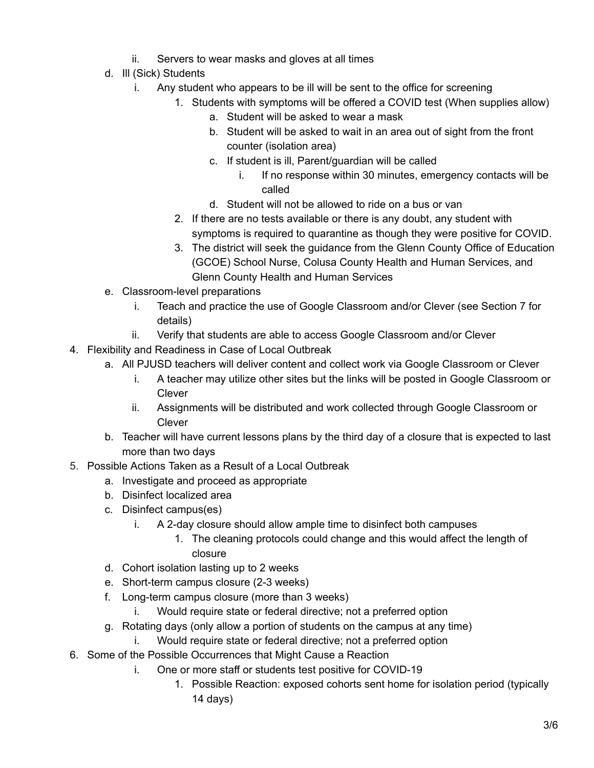- ii. Servers to wear masks and gloves at all times
    - d. Ill (Sick) Students
        - i. Any student who appears to be ill will be sent to the office for screening
            1. Students with symptoms will be offered a COVID test (When supplies allow)
                - a. Student will be asked to wear a mask
                - b. Student will be asked to wait in an area out of sight from the front counter (isolation area)
                - c. If student is ill, Parent/guardian will be called
                    - i. If no response within 30 minutes, emergency contacts will be called
                - d. Student will not be allowed to ride on a bus or van
            2. If there are no tests available or there is any doubt, any student with symptoms is required to quarantine as though they were positive for COVID.
            3. The district will seek the guidance from the Glenn County Office of Education (GCOE) School Nurse, Colusa County Health and Human Services, and Glenn County Health and Human Services
    - e. Classroom-level preparations
        - i. Teach and practice the use of Google Classroom and/or Clever (see Section 7 for details)
        - ii. Verify that students are able to access Google Classroom and/or Clever

4. Flexibility and Readiness in Case of Local Outbreak
    - a. All PJUSD teachers will deliver content and collect work via Google Classroom or Clever
        - i. A teacher may utilize other sites but the links will be posted in Google Classroom or Clever
        - ii. Assignments will be distributed and work collected through Google Classroom or Clever
    - b. Teacher will have current lessons plans by the third day of a closure that is expected to last more than two days
5. Possible Actions Taken as a Result of a Local Outbreak
    - a. Investigate and proceed as appropriate
    - b. Disinfect localized area
    - c. Disinfect campus(es)
        - i. A 2-day closure should allow ample time to disinfect both campuses
            1. The cleaning protocols could change and this would affect the length of closure
    - d. Cohort isolation lasting up to 2 weeks
    - e. Short-term campus closure (2-3 weeks)
    - f. Long-term campus closure (more than 3 weeks)
        - i. Would require state or federal directive; not a preferred option
    - g. Rotating days (only allow a portion of students on the campus at any time)
        - i. Would require state or federal directive; not a preferred option
6. Some of the Possible Occurrences that Might Cause a Reaction
        - i. One or more staff or students test positive for COVID-19
            1. Possible Reaction: exposed cohorts sent home for isolation period (typically 14 days)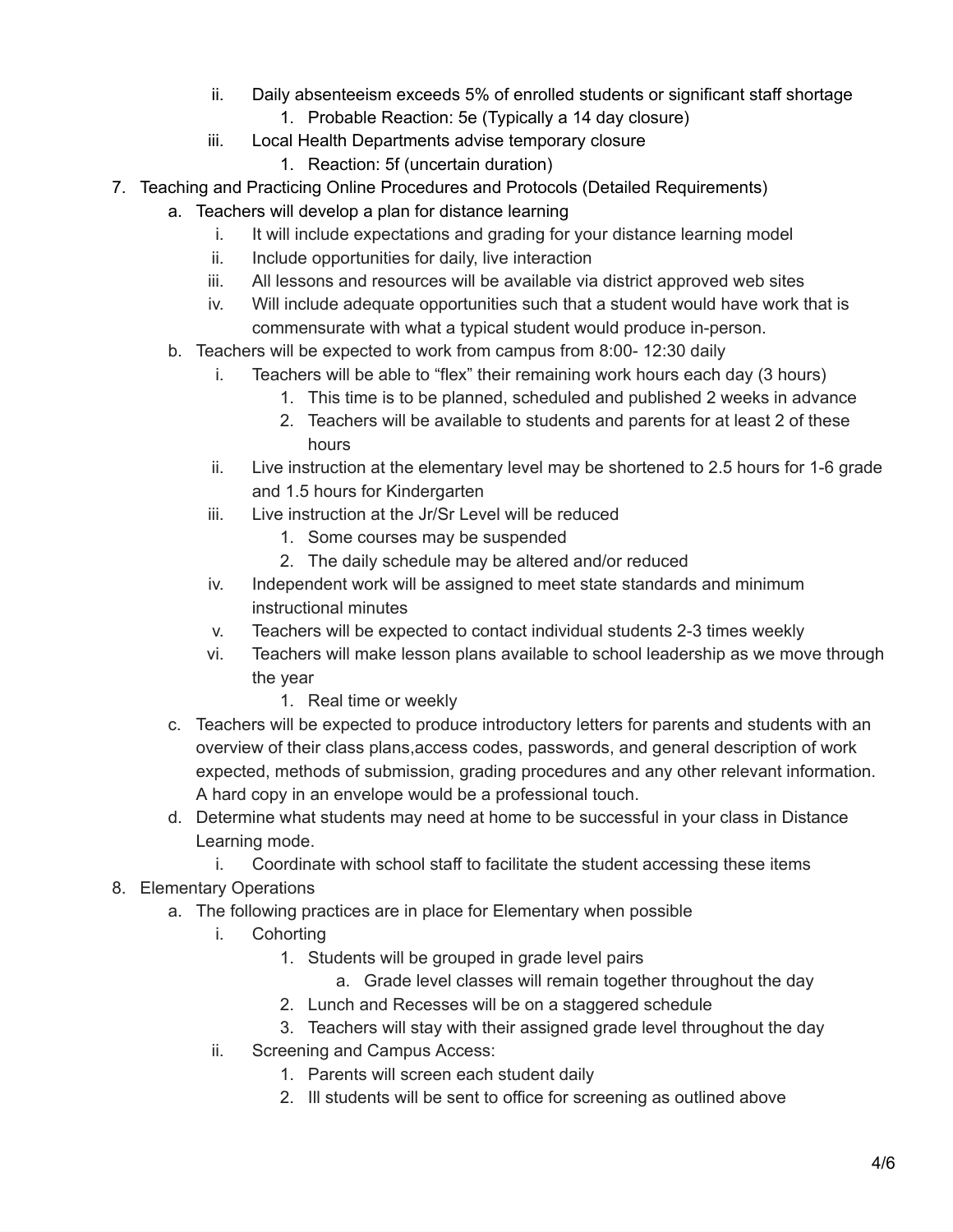ii. Daily absenteeism exceeds 5% of enrolled students or significant staff shortage
    1. Probable Reaction: 5e (Typically a 14 day closure)

iii. Local Health Departments advise temporary closure
    1. Reaction: 5f (uncertain duration)

7. Teaching and Practicing Online Procedures and Protocols (Detailed Requirements)
    a. Teachers will develop a plan for distance learning
        i. It will include expectations and grading for your distance learning model
        ii. Include opportunities for daily, live interaction
        iii. All lessons and resources will be available via district approved web sites
        iv. Will include adequate opportunities such that a student would have work that is commensurate with what a typical student would produce in-person.
    b. Teachers will be expected to work from campus from 8:00- 12:30 daily
        i. Teachers will be able to "flex" their remaining work hours each day (3 hours)
            1. This time is to be planned, scheduled and published 2 weeks in advance
            2. Teachers will be available to students and parents for at least 2 of these hours
        ii. Live instruction at the elementary level may be shortened to 2.5 hours for 1-6 grade and 1.5 hours for Kindergarten
        iii. Live instruction at the Jr/Sr Level will be reduced
            1. Some courses may be suspended
            2. The daily schedule may be altered and/or reduced
        iv. Independent work will be assigned to meet state standards and minimum instructional minutes
        v. Teachers will be expected to contact individual students 2-3 times weekly
        vi. Teachers will make lesson plans available to school leadership as we move through the year
            1. Real time or weekly
    c. Teachers will be expected to produce introductory letters for parents and students with an overview of their class plans,access codes, passwords, and general description of work expected, methods of submission, grading procedures and any other relevant information. A hard copy in an envelope would be a professional touch.
    d. Determine what students may need at home to be successful in your class in Distance Learning mode.
        i. Coordinate with school staff to facilitate the student accessing these items

8. Elementary Operations
    a. The following practices are in place for Elementary when possible
        i. Cohorting
            1. Students will be grouped in grade level pairs
                a. Grade level classes will remain together throughout the day
            2. Lunch and Recesses will be on a staggered schedule
            3. Teachers will stay with their assigned grade level throughout the day
        ii. Screening and Campus Access:
            1. Parents will screen each student daily
            2. Ill students will be sent to office for screening as outlined above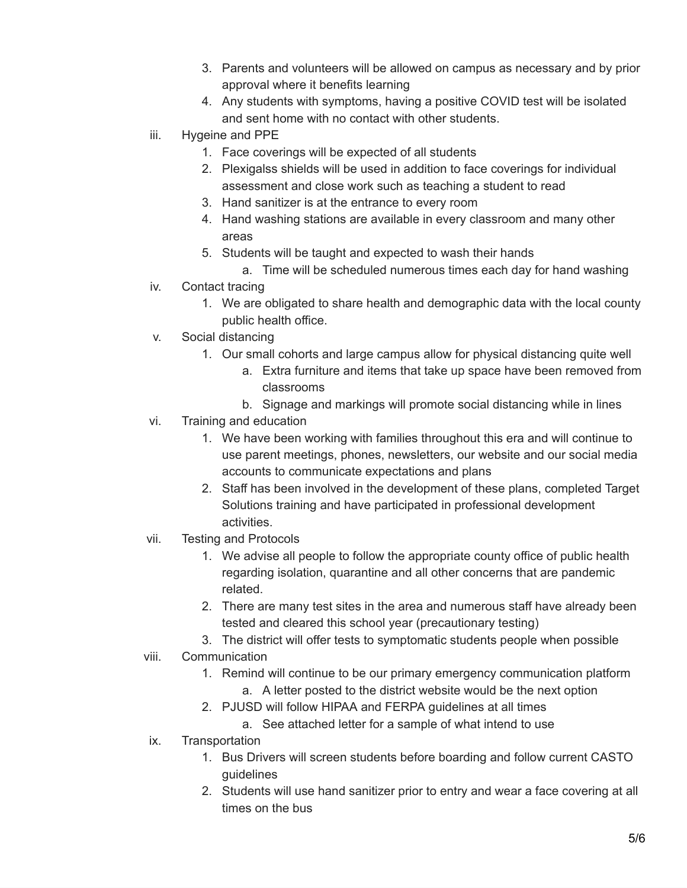3. Parents and volunteers will be allowed on campus as necessary and by prior approval where it benefits learning
4. Any students with symptoms, having a positive COVID test will be isolated and sent home with no contact with other students.

iii. Hygeine and PPE
   1. Face coverings will be expected of all students
   2. Plexigalss shields will be used in addition to face coverings for individual assessment and close work such as teaching a student to read
   3. Hand sanitizer is at the entrance to every room
   4. Hand washing stations are available in every classroom and many other areas
   5. Students will be taught and expected to wash their hands
      a. Time will be scheduled numerous times each day for hand washing

iv. Contact tracing
   1. We are obligated to share health and demographic data with the local county public health office.

v. Social distancing
   1. Our small cohorts and large campus allow for physical distancing quite well
      a. Extra furniture and items that take up space have been removed from classrooms
      b. Signage and markings will promote social distancing while in lines

vi. Training and education
   1. We have been working with families throughout this era and will continue to use parent meetings, phones, newsletters, our website and our social media accounts to communicate expectations and plans
   2. Staff has been involved in the development of these plans, completed Target Solutions training and have participated in professional development activities.

vii. Testing and Protocols
   1. We advise all people to follow the appropriate county office of public health regarding isolation, quarantine and all other concerns that are pandemic related.
   2. There are many test sites in the area and numerous staff have already been tested and cleared this school year (precautionary testing)
   3. The district will offer tests to symptomatic students people when possible

viii. Communication
   1. Remind will continue to be our primary emergency communication platform
      a. A letter posted to the district website would be the next option
   2. PJUSD will follow HIPAA and FERPA guidelines at all times
      a. See attached letter for a sample of what intend to use

ix. Transportation
   1. Bus Drivers will screen students before boarding and follow current CASTO guidelines
   2. Students will use hand sanitizer prior to entry and wear a face covering at all times on the bus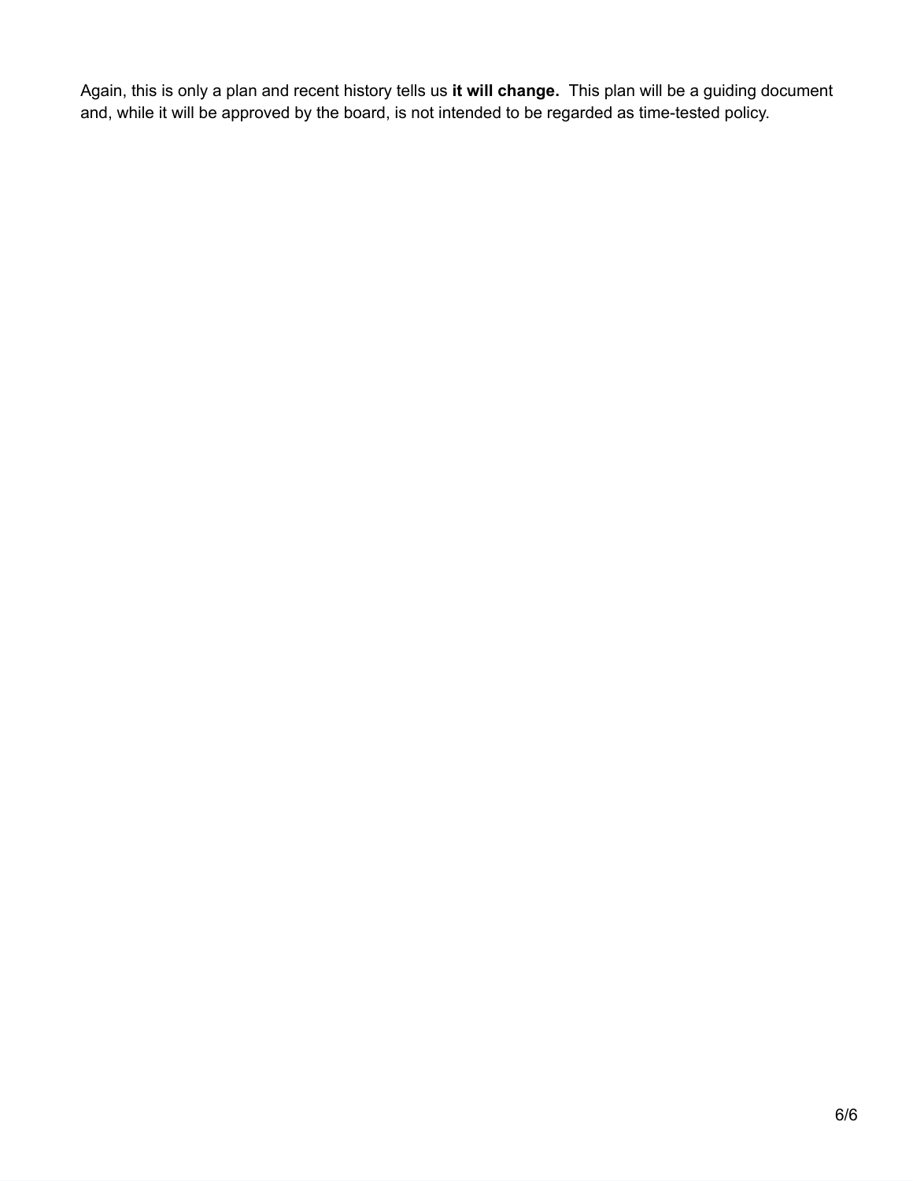Again, this is only a plan and recent history tells us **it will change.** This plan will be a guiding document and, while it will be approved by the board, is not intended to be regarded as time-tested policy.